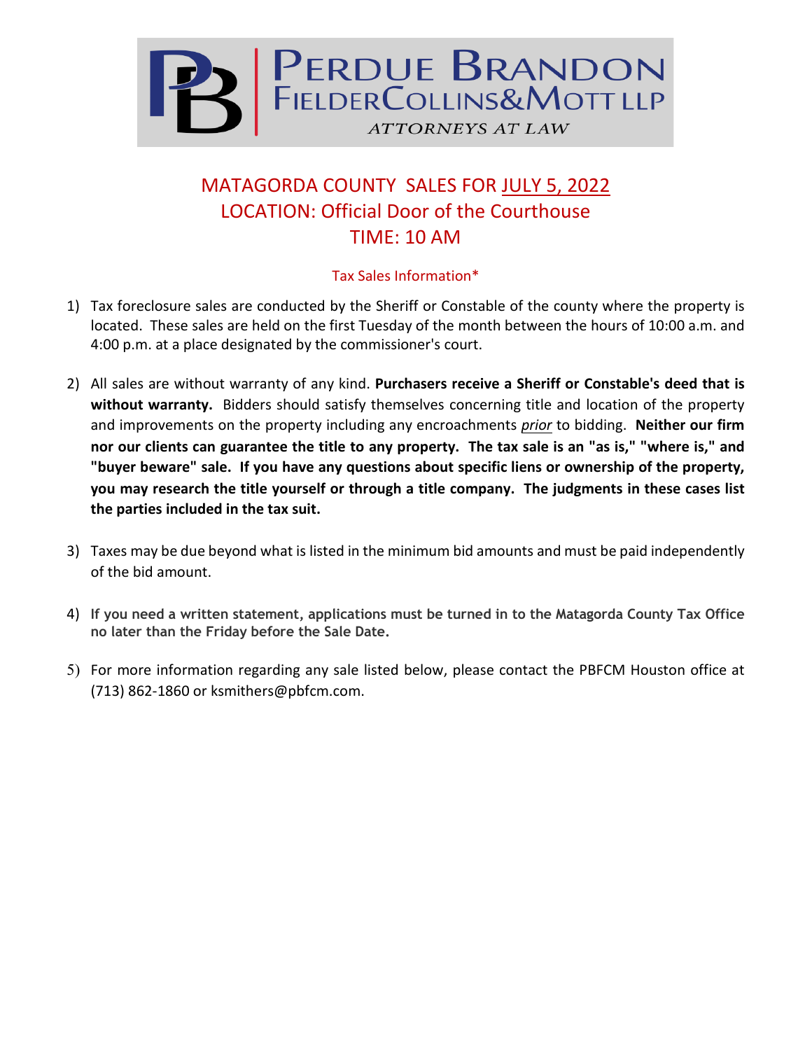# PERDUE BRANDON FIELDER COLLINS & MOTT LLP

*ATTORNEYS AT LAW*

## MATAGORDA COUNTY SALES FOR JULY 5, 2022
## LOCATION: Official Door of the Courthouse
## TIME: 10 AM

### Tax Sales Information*

1) Tax foreclosure sales are conducted by the Sheriff or Constable of the county where the property is located. These sales are held on the first Tuesday of the month between the hours of 10:00 a.m. and 4:00 p.m. at a place designated by the commissioner's court.

2) All sales are without warranty of any kind. **Purchasers receive a Sheriff or Constable's deed that is without warranty.** Bidders should satisfy themselves concerning title and location of the property and improvements on the property including any encroachments *prior* to bidding. **Neither our firm nor our clients can guarantee the title to any property. The tax sale is an "as is," "where is," and "buyer beware" sale. If you have any questions about specific liens or ownership of the property, you may research the title yourself or through a title company. The judgments in these cases list the parties included in the tax suit.**

3) Taxes may be due beyond what is listed in the minimum bid amounts and must be paid independently of the bid amount.

4) **If you need a written statement, applications must be turned in to the Matagorda County Tax Office no later than the Friday before the Sale Date.**

5) For more information regarding any sale listed below, please contact the PBFCM Houston office at (713) 862-1860 or ksmithers@pbfcm.com.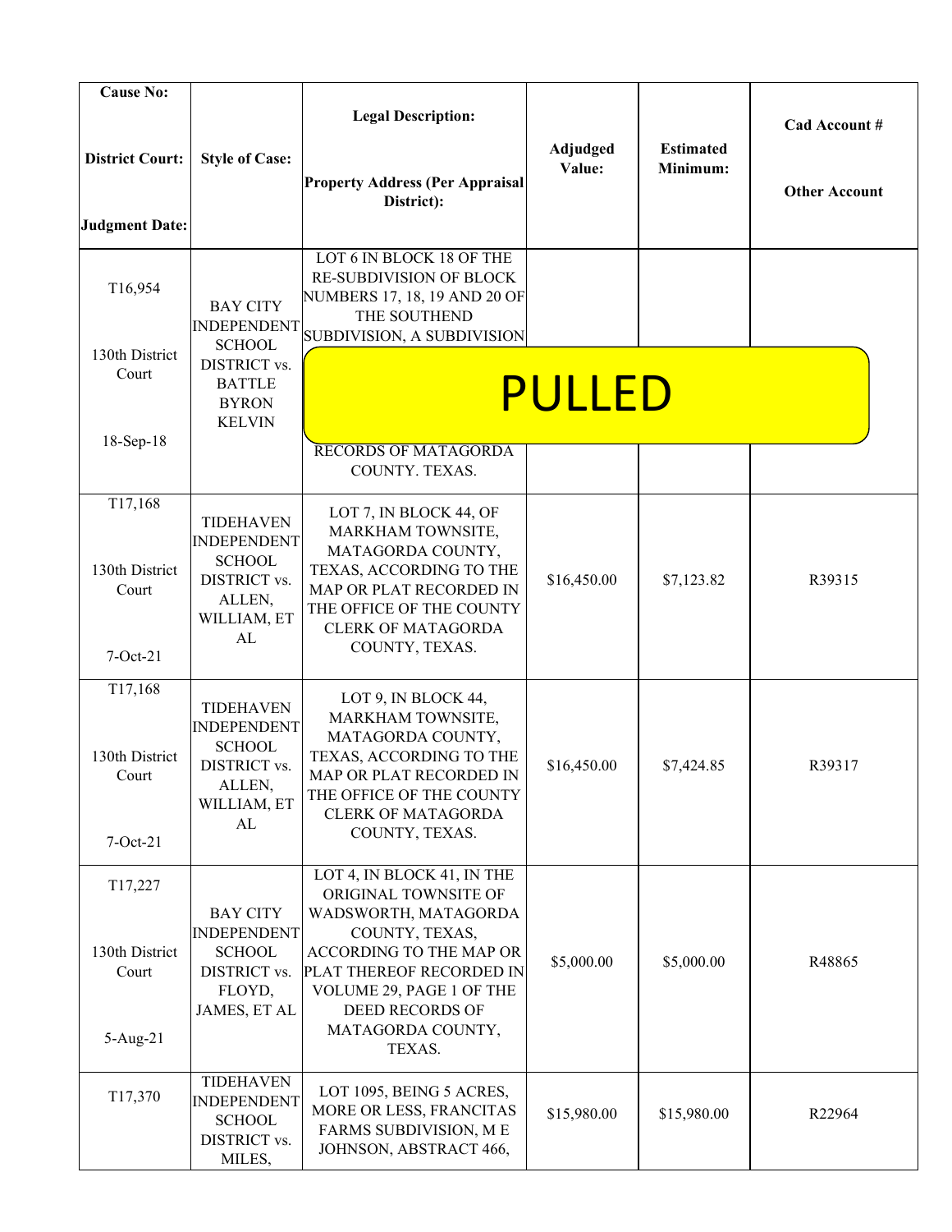| Cause No:<br><br>District Court:<br><br>Judgment Date: | Style of Case: | Legal Description:<br><br>Property Address (Per Appraisal District): | Adjudged Value: | Estimated Minimum: | Cad Account #<br><br>Other Account |
|---|---|---|---|---|---|
| T16,954<br><br>130th District Court<br><br>18-Sep-18 | BAY CITY INDEPENDENT SCHOOL DISTRICT vs. BATTLE BYRON KELVIN | LOT 6 IN BLOCK 18 OF THE RE-SUBDIVISION OF BLOCK NUMBERS 17, 18, 19 AND 20 OF THE SOUTHEND SUBDIVISION, A SUBDIVISION ... RECORDS OF MATAGORDA COUNTY. TEXAS.<br><br>PULLED | | | |
| T17,168<br><br>130th District Court<br><br>7-Oct-21 | TIDEHAVEN INDEPENDENT SCHOOL DISTRICT vs. ALLEN, WILLIAM, ET AL | LOT 7, IN BLOCK 44, OF MARKHAM TOWNSITE, MATAGORDA COUNTY, TEXAS, ACCORDING TO THE MAP OR PLAT RECORDED IN THE OFFICE OF THE COUNTY CLERK OF MATAGORDA COUNTY, TEXAS. | $16,450.00 | $7,123.82 | R39315 |
| T17,168<br><br>130th District Court<br><br>7-Oct-21 | TIDEHAVEN INDEPENDENT SCHOOL DISTRICT vs. ALLEN, WILLIAM, ET AL | LOT 9, IN BLOCK 44, MARKHAM TOWNSITE, MATAGORDA COUNTY, TEXAS, ACCORDING TO THE MAP OR PLAT RECORDED IN THE OFFICE OF THE COUNTY CLERK OF MATAGORDA COUNTY, TEXAS. | $16,450.00 | $7,424.85 | R39317 |
| T17,227<br><br>130th District Court<br><br>5-Aug-21 | BAY CITY INDEPENDENT SCHOOL DISTRICT vs. FLOYD, JAMES, ET AL | LOT 4, IN BLOCK 41, IN THE ORIGINAL TOWNSITE OF WADSWORTH, MATAGORDA COUNTY, TEXAS, ACCORDING TO THE MAP OR PLAT THEREOF RECORDED IN VOLUME 29, PAGE 1 OF THE DEED RECORDS OF MATAGORDA COUNTY, TEXAS. | $5,000.00 | $5,000.00 | R48865 |
| T17,370 | TIDEHAVEN INDEPENDENT SCHOOL DISTRICT vs. MILES, | LOT 1095, BEING 5 ACRES, MORE OR LESS, FRANCITAS FARMS SUBDIVISION, M E JOHNSON, ABSTRACT 466, | $15,980.00 | $15,980.00 | R22964 |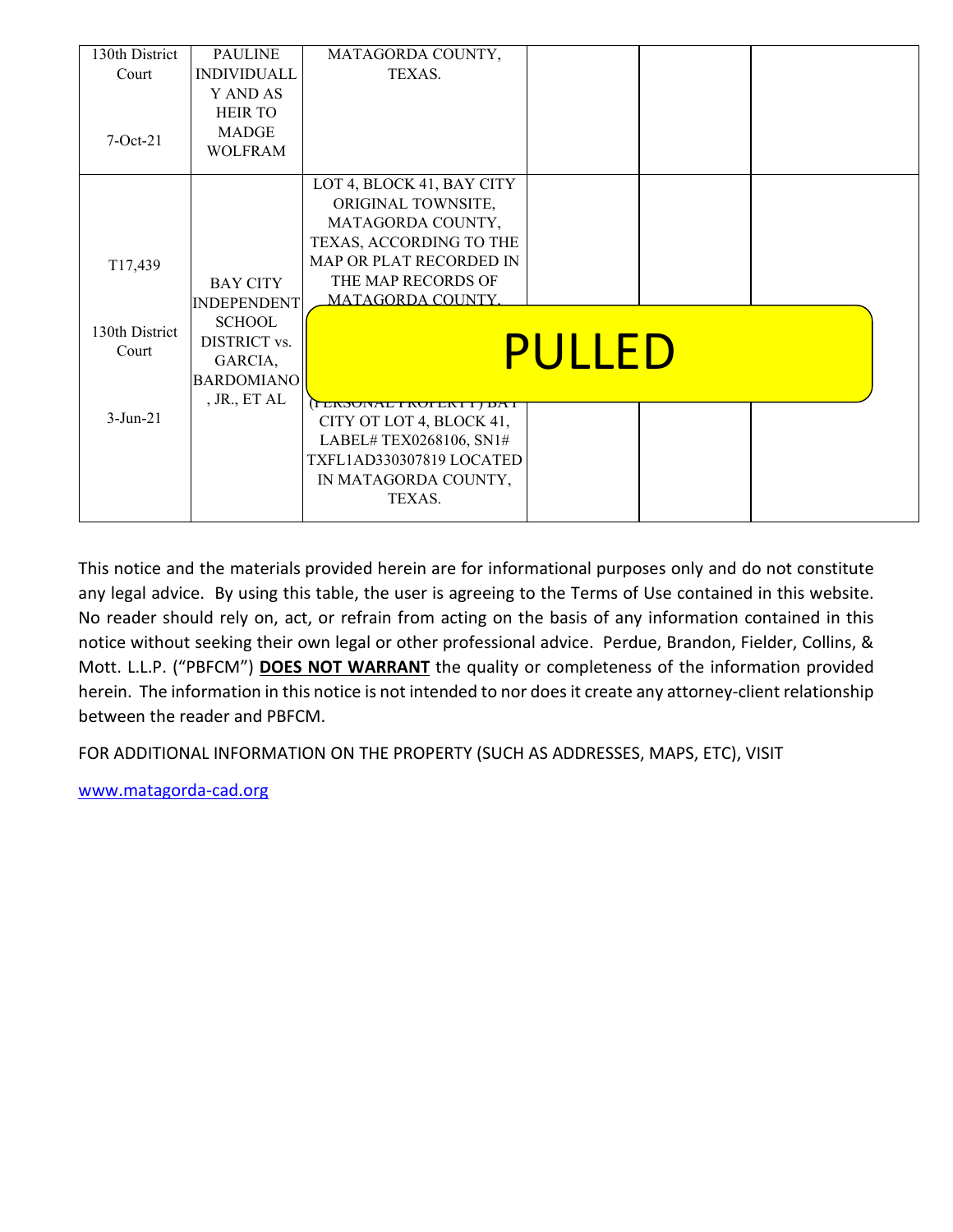| | | | | | |
|---|---|---|---|---|---|
| 130th District Court<br><br>7-Oct-21 | PAULINE INDIVIDUALLY AND AS HEIR TO MADGE WOLFRAM | MATAGORDA COUNTY, TEXAS. | | | |
| T17,439<br><br>130th District Court<br><br>3-Jun-21 | BAY CITY INDEPENDENT SCHOOL DISTRICT vs. GARCIA, BARDOMIANO, JR., ET AL | LOT 4, BLOCK 41, BAY CITY ORIGINAL TOWNSITE, MATAGORDA COUNTY, TEXAS, ACCORDING TO THE MAP OR PLAT RECORDED IN THE MAP RECORDS OF MATAGORDA COUNTY, ... (PERSONAL PROPERTY) BAY CITY OT LOT 4, BLOCK 41, LABEL# TEX0268106, SN1# TXFL1AD330307819 LOCATED IN MATAGORDA COUNTY, TEXAS. | PULLED | | |

This notice and the materials provided herein are for informational purposes only and do not constitute any legal advice. By using this table, the user is agreeing to the Terms of Use contained in this website. No reader should rely on, act, or refrain from acting on the basis of any information contained in this notice without seeking their own legal or other professional advice. Perdue, Brandon, Fielder, Collins, & Mott. L.L.P. ("PBFCM") **DOES NOT WARRANT** the quality or completeness of the information provided herein. The information in this notice is not intended to nor does it create any attorney-client relationship between the reader and PBFCM.

FOR ADDITIONAL INFORMATION ON THE PROPERTY (SUCH AS ADDRESSES, MAPS, ETC), VISIT

www.matagorda-cad.org